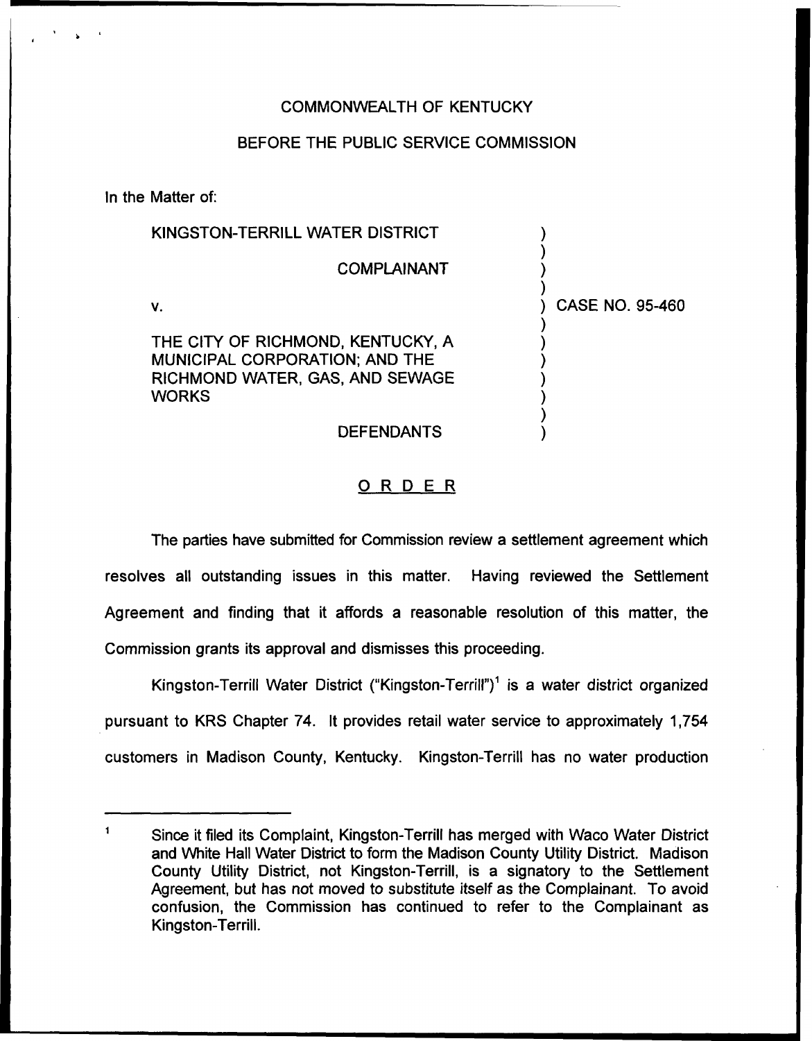COMMONWEALTH OF KENTUCKY

BEFORE THE PUBLIC SERVICE COMMISSION

In the Matter of:

KINGSTON-TERRILL WATER DISTRICT

COMPLAINANT

v.

THE CITY OF RICHMOND, KENTUCKY, A MUNICIPAL CORPORATION; AND THE RICHMOND WATER, GAS, AND SEWAGE WORKS

DEFENDANTS

CASE NO. 95-460

## ORDER

The parties have submitted for Commission review a settlement agreement which resolves all outstanding issues in this matter. Having reviewed the Settlement Agreement and finding that it affords a reasonable resolution of this matter, the Commission grants its approval and dismisses this proceeding.

Kingston-Terrill Water District ("Kingston-Terrill")[1] is a water district organized pursuant to KRS Chapter 74. It provides retail water service to approximately 1,754 customers in Madison County, Kentucky. Kingston-Terrill has no water production

[1] Since it filed its Complaint, Kingston-Terrill has merged with Waco Water District and White Hall Water District to form the Madison County Utility District. Madison County Utility District, not Kingston-Terrill, is a signatory to the Settlement Agreement, but has not moved to substitute itself as the Complainant. To avoid confusion, the Commission has continued to refer to the Complainant as Kingston-Terrill.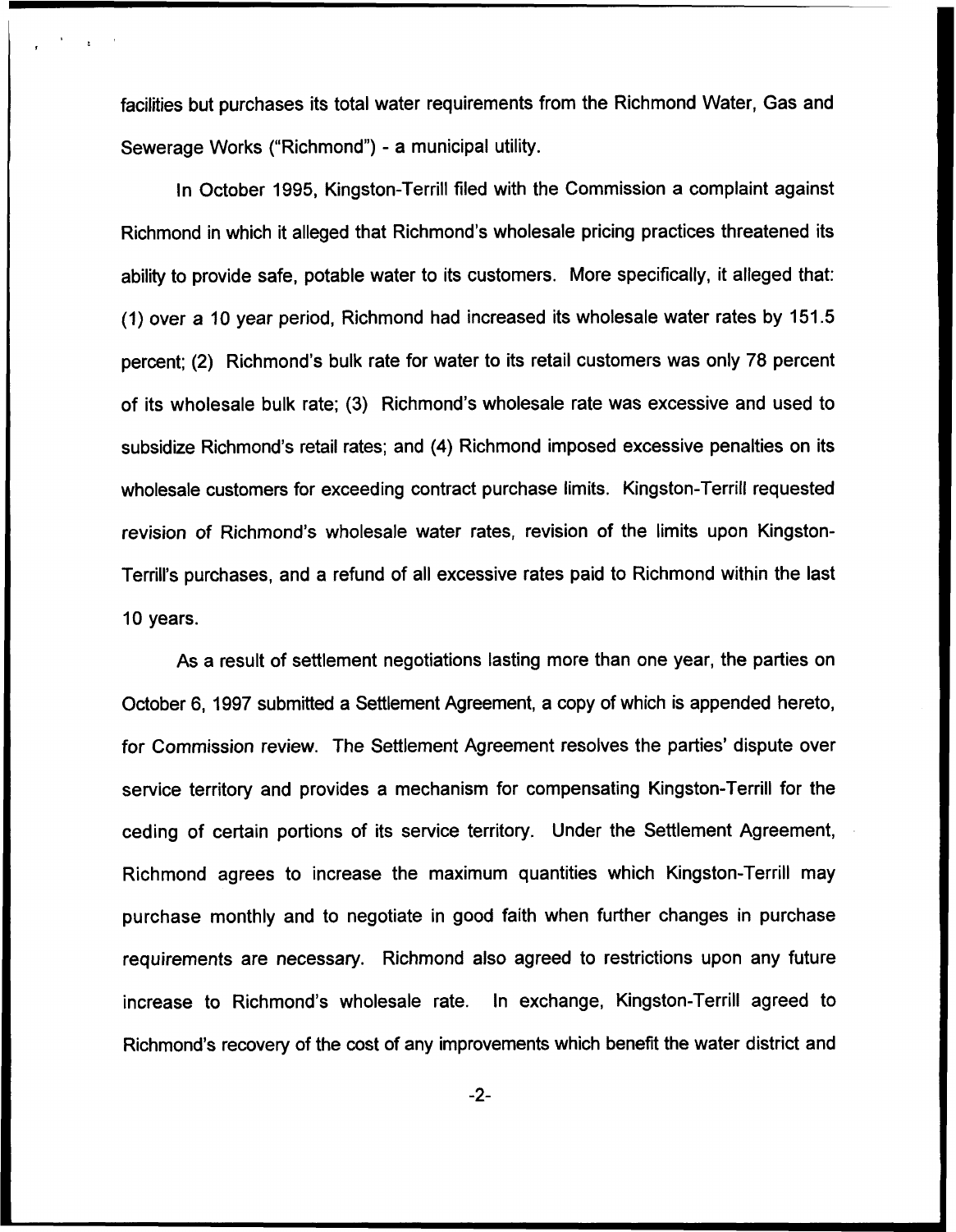facilities but purchases its total water requirements from the Richmond Water, Gas and Sewerage Works ("Richmond") - a municipal utility.

In October 1995, Kingston-Terrill filed with the Commission a complaint against Richmond in which it alleged that Richmond's wholesale pricing practices threatened its ability to provide safe, potable water to its customers. More specifically, it alleged that: (1) over a 10 year period, Richmond had increased its wholesale water rates by 151.5 percent; (2) Richmond's bulk rate for water to its retail customers was only 78 percent of its wholesale bulk rate; (3) Richmond's wholesale rate was excessive and used to subsidize Richmond's retail rates; and (4) Richmond imposed excessive penalties on its wholesale customers for exceeding contract purchase limits. Kingston-Terrill requested revision of Richmond's wholesale water rates, revision of the limits upon Kingston-Terrill's purchases, and a refund of all excessive rates paid to Richmond within the last 10 years.

As a result of settlement negotiations lasting more than one year, the parties on October 6, 1997 submitted a Settlement Agreement, a copy of which is appended hereto, for Commission review. The Settlement Agreement resolves the parties' dispute over service territory and provides a mechanism for compensating Kingston-Terrill for the ceding of certain portions of its service territory. Under the Settlement Agreement, Richmond agrees to increase the maximum quantities which Kingston-Terrill may purchase monthly and to negotiate in good faith when further changes in purchase requirements are necessary. Richmond also agreed to restrictions upon any future increase to Richmond's wholesale rate. In exchange, Kingston-Terrill agreed to Richmond's recovery of the cost of any improvements which benefit the water district and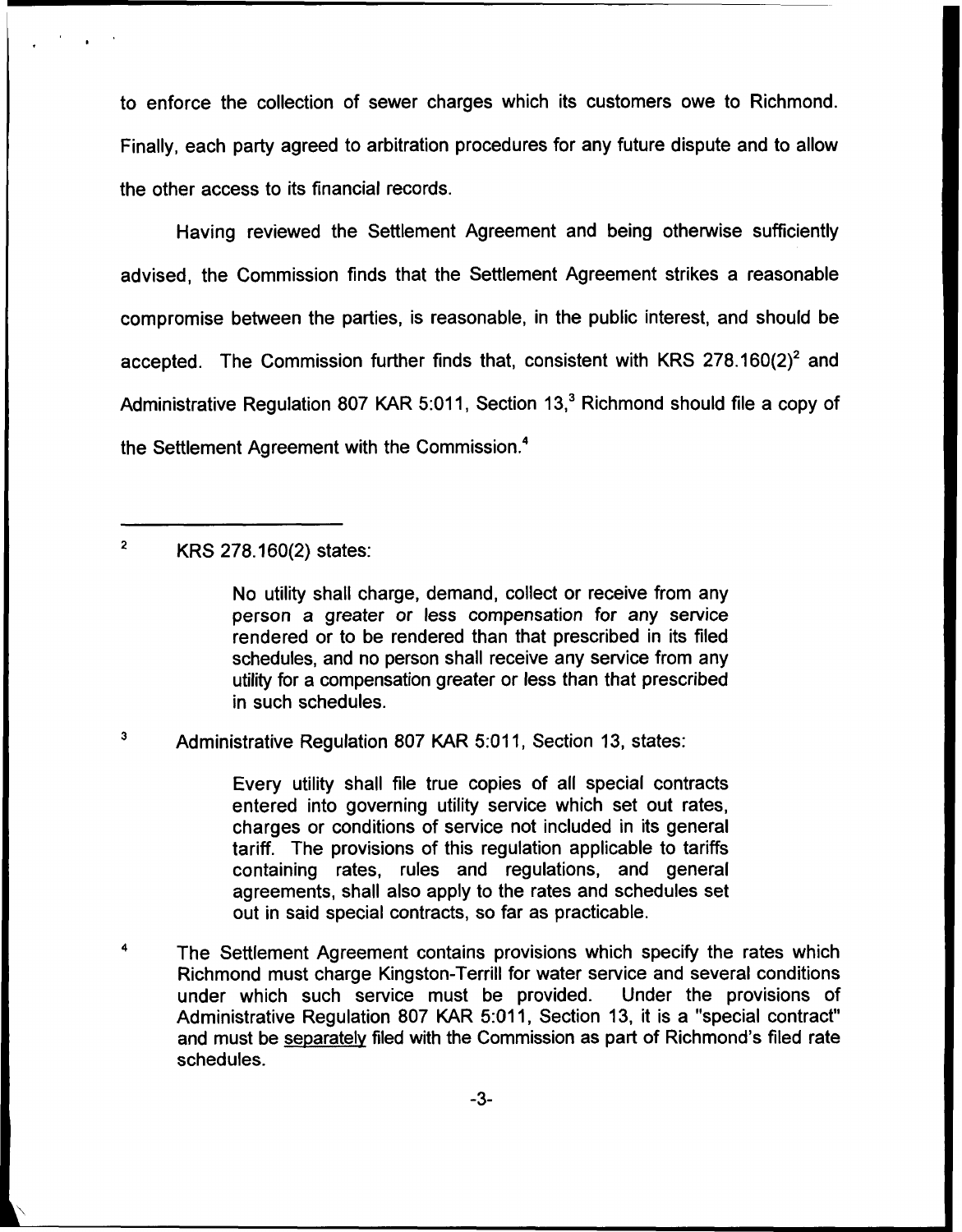to enforce the collection of sewer charges which its customers owe to Richmond. Finally, each party agreed to arbitration procedures for any future dispute and to allow the other access to its financial records.

Having reviewed the Settlement Agreement and being otherwise sufficiently advised, the Commission finds that the Settlement Agreement strikes a reasonable compromise between the parties, is reasonable, in the public interest, and should be accepted. The Commission further finds that, consistent with KRS 278.160(2)[2] and Administrative Regulation 807 KAR 5:011, Section 13,[3] Richmond should file a copy of the Settlement Agreement with the Commission.[4]

---

[2] KRS 278.160(2) states:

> No utility shall charge, demand, collect or receive from any person a greater or less compensation for any service rendered or to be rendered than that prescribed in its filed schedules, and no person shall receive any service from any utility for a compensation greater or less than that prescribed in such schedules.

[3] Administrative Regulation 807 KAR 5:011, Section 13, states:

> Every utility shall file true copies of all special contracts entered into governing utility service which set out rates, charges or conditions of service not included in its general tariff. The provisions of this regulation applicable to tariffs containing rates, rules and regulations, and general agreements, shall also apply to the rates and schedules set out in said special contracts, so far as practicable.

[4] The Settlement Agreement contains provisions which specify the rates which Richmond must charge Kingston-Terrill for water service and several conditions under which such service must be provided. Under the provisions of Administrative Regulation 807 KAR 5:011, Section 13, it is a "special contract" and must be separately filed with the Commission as part of Richmond's filed rate schedules.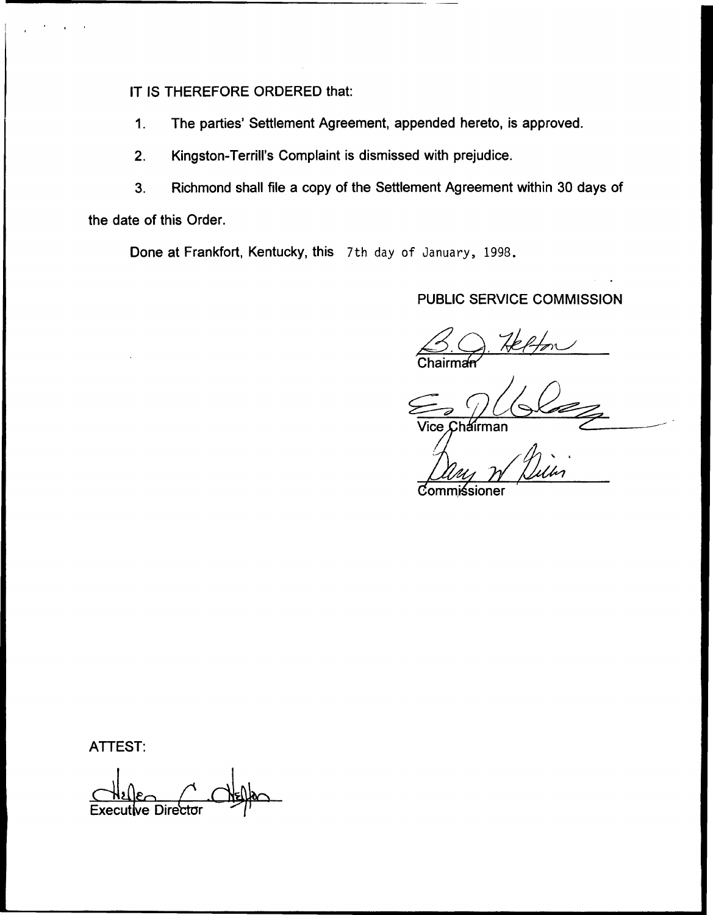IT IS THEREFORE ORDERED that:

1. The parties' Settlement Agreement, appended hereto, is approved.

2. Kingston-Terrill's Complaint is dismissed with prejudice.

3. Richmond shall file a copy of the Settlement Agreement within 30 days of the date of this Order.

Done at Frankfort, Kentucky, this 7th day of January, 1998.

PUBLIC SERVICE COMMISSION

Chairman

Vice Chairman

Commissioner

ATTEST:

Executive Director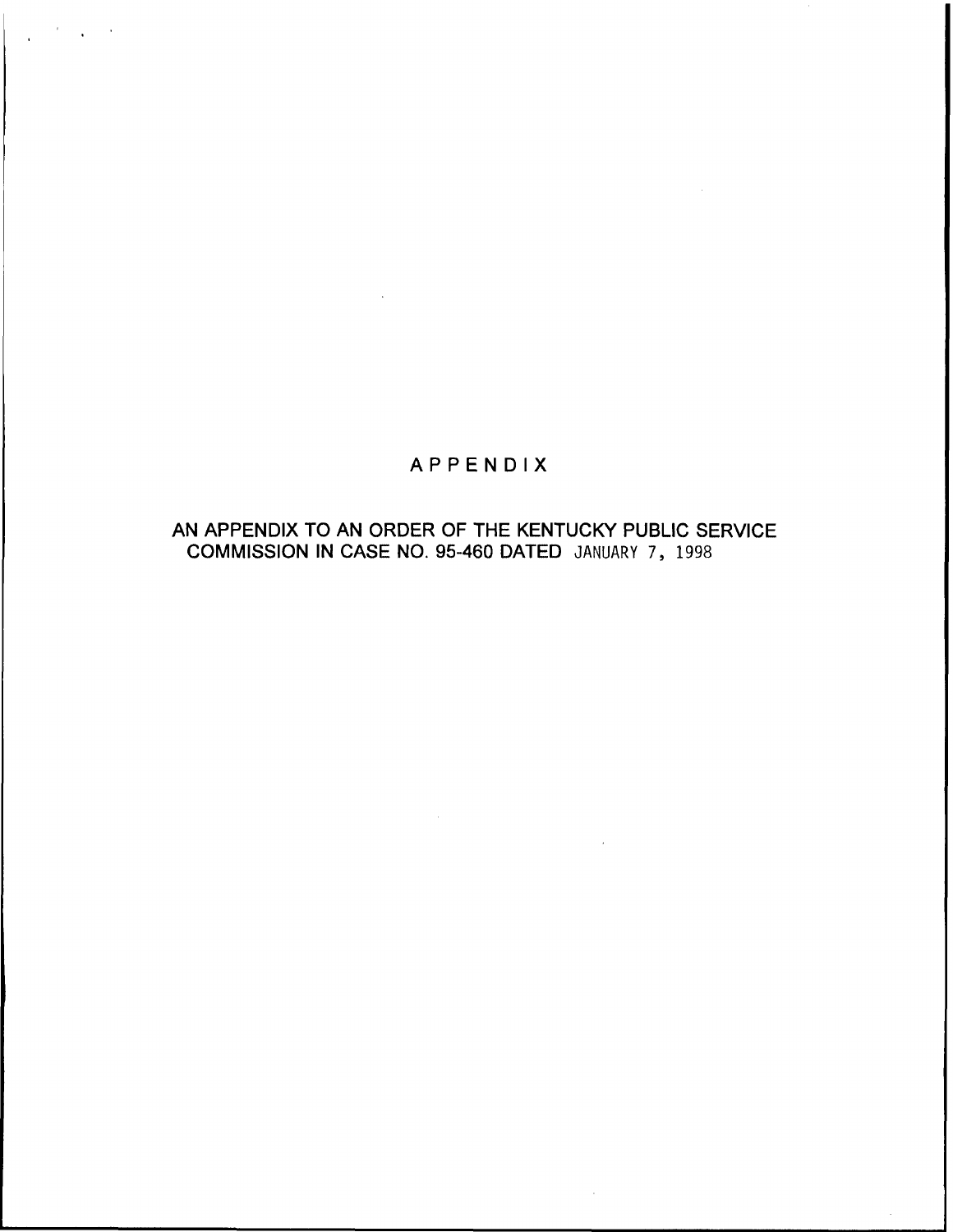# APPENDIX

AN APPENDIX TO AN ORDER OF THE KENTUCKY PUBLIC SERVICE COMMISSION IN CASE NO. 95-460 DATED JANUARY 7, 1998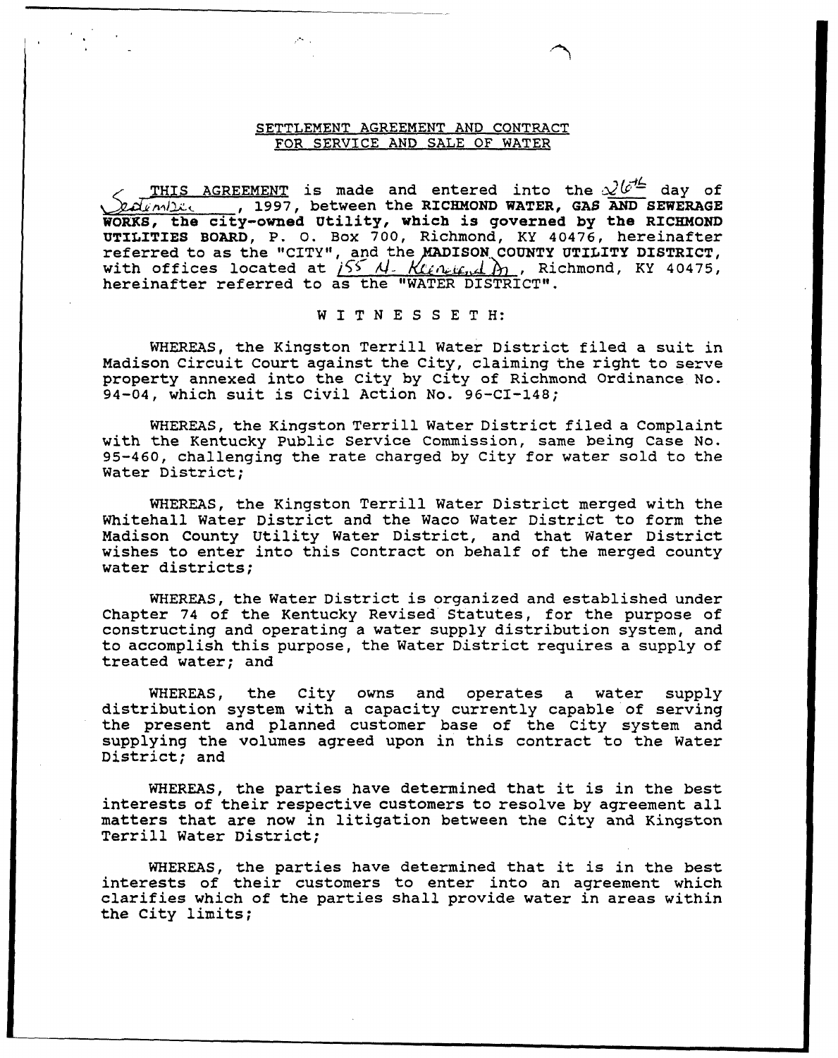# SETTLEMENT AGREEMENT AND CONTRACT FOR SERVICE AND SALE OF WATER

THIS AGREEMENT is made and entered into the 26th day of September, 1997, between the **RICHMOND WATER, GAS AND SEWERAGE WORKS, the city-owned Utility, which is governed by the RICHMOND UTILITIES BOARD**, P. O. Box 700, Richmond, KY 40476, hereinafter referred to as the "CITY", and the **MADISON COUNTY UTILITY DISTRICT**, with offices located at 155 N. Keeneland Dr., Richmond, KY 40475, hereinafter referred to as the "WATER DISTRICT".

W I T N E S S E T H:

WHEREAS, the Kingston Terrill Water District filed a suit in Madison Circuit Court against the City, claiming the right to serve property annexed into the City by City of Richmond Ordinance No. 94-04, which suit is Civil Action No. 96-CI-148;

WHEREAS, the Kingston Terrill Water District filed a Complaint with the Kentucky Public Service Commission, same being Case No. 95-460, challenging the rate charged by City for water sold to the Water District;

WHEREAS, the Kingston Terrill Water District merged with the Whitehall Water District and the Waco Water District to form the Madison County Utility Water District, and that Water District wishes to enter into this Contract on behalf of the merged county water districts;

WHEREAS, the Water District is organized and established under Chapter 74 of the Kentucky Revised Statutes, for the purpose of constructing and operating a water supply distribution system, and to accomplish this purpose, the Water District requires a supply of treated water; and

WHEREAS, the City owns and operates a water supply distribution system with a capacity currently capable of serving the present and planned customer base of the City system and supplying the volumes agreed upon in this contract to the Water District; and

WHEREAS, the parties have determined that it is in the best interests of their respective customers to resolve by agreement all matters that are now in litigation between the City and Kingston Terrill Water District;

WHEREAS, the parties have determined that it is in the best interests of their customers to enter into an agreement which clarifies which of the parties shall provide water in areas within the City limits;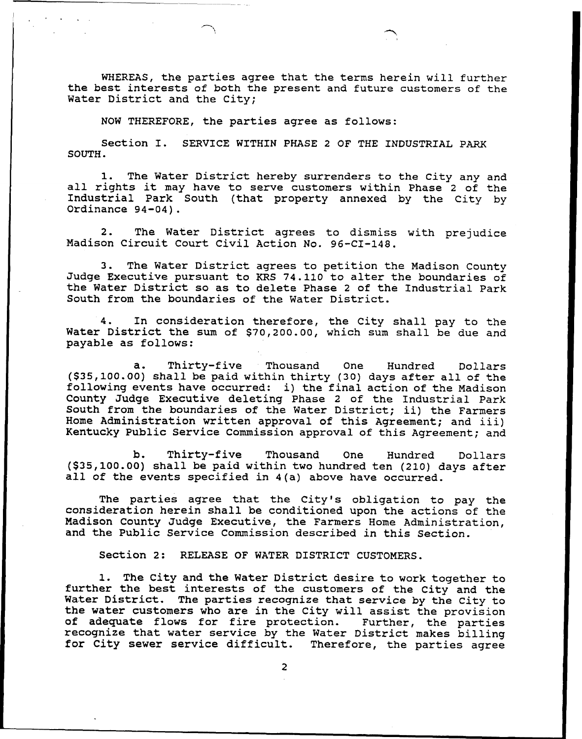WHEREAS, the parties agree that the terms herein will further the best interests of both the present and future customers of the Water District and the City;

NOW THEREFORE, the parties agree as follows:

Section I. SERVICE WITHIN PHASE 2 OF THE INDUSTRIAL PARK SOUTH.

1. The Water District hereby surrenders to the City any and all rights it may have to serve customers within Phase 2 of the Industrial Park South (that property annexed by the City by Ordinance 94-04).

2. The Water District agrees to dismiss with prejudice Madison Circuit Court Civil Action No. 96-CI-148.

3. The Water District agrees to petition the Madison County Judge Executive pursuant to KRS 74.110 to alter the boundaries of the Water District so as to delete Phase 2 of the Industrial Park South from the boundaries of the Water District.

4. In consideration therefore, the City shall pay to the Water District the sum of $70,200.00, which sum shall be due and payable as follows:

a. Thirty-five Thousand One Hundred Dollars ($35,100.00) shall be paid within thirty (30) days after all of the following events have occurred: i) the final action of the Madison County Judge Executive deleting Phase 2 of the Industrial Park South from the boundaries of the Water District; ii) the Farmers Home Administration written approval of this Agreement; and iii) Kentucky Public Service Commission approval of this Agreement; and

b. Thirty-five Thousand One Hundred Dollars ($35,100.00) shall be paid within two hundred ten (210) days after all of the events specified in 4(a) above have occurred.

The parties agree that the City's obligation to pay the consideration herein shall be conditioned upon the actions of the Madison County Judge Executive, the Farmers Home Administration, and the Public Service Commission described in this Section.

Section 2: RELEASE OF WATER DISTRICT CUSTOMERS.

1. The City and the Water District desire to work together to further the best interests of the customers of the City and the Water District. The parties recognize that service by the City to the water customers who are in the City will assist the provision of adequate flows for fire protection. Further, the parties recognize that water service by the Water District makes billing for City sewer service difficult. Therefore, the parties agree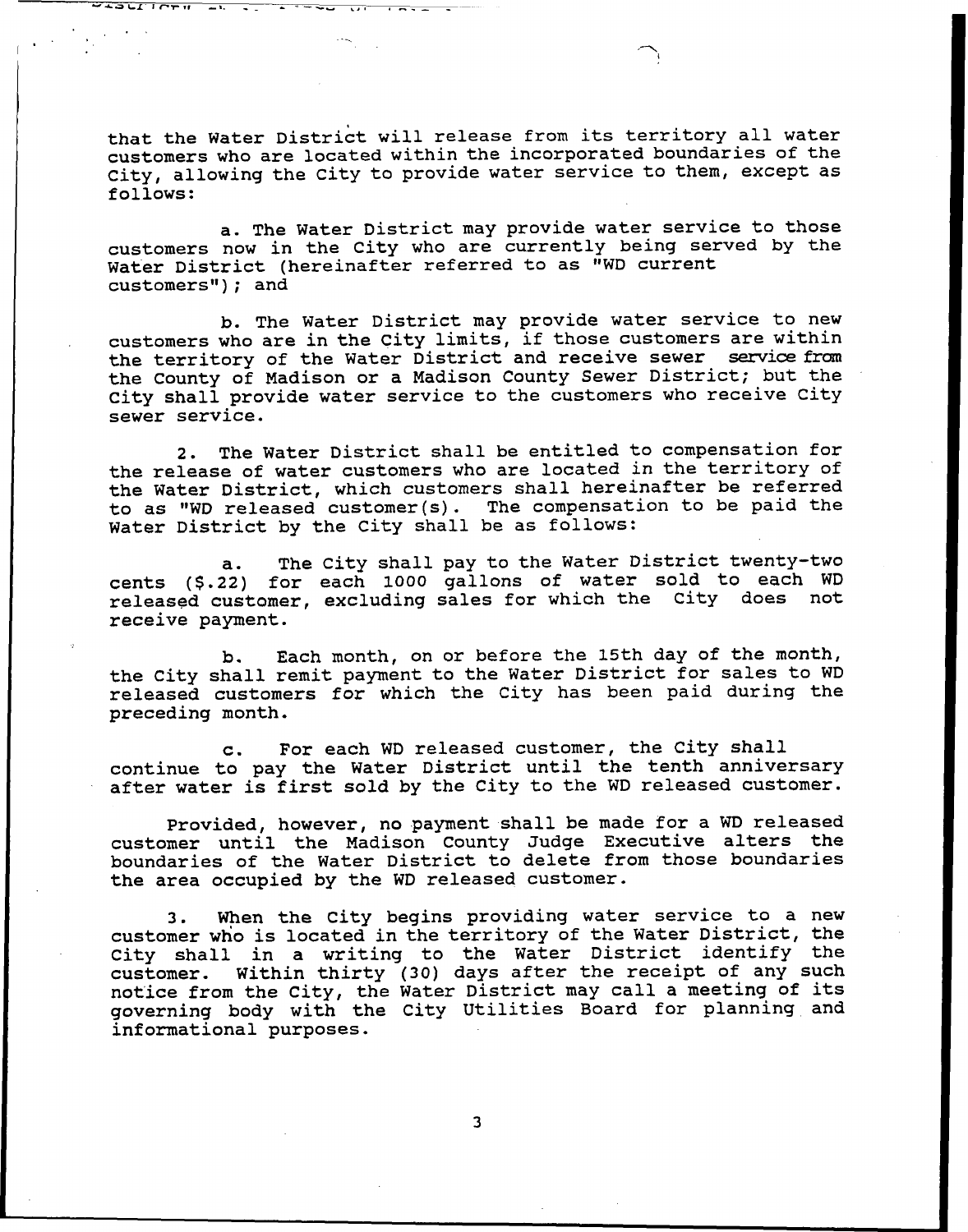that the Water District will release from its territory all water customers who are located within the incorporated boundaries of the City, allowing the City to provide water service to them, except as follows:

a. The Water District may provide water service to those customers now in the City who are currently being served by the Water District (hereinafter referred to as "WD current customers"); and

b. The Water District may provide water service to new customers who are in the City limits, if those customers are within the territory of the Water District and receive sewer service from the County of Madison or a Madison County Sewer District; but the City shall provide water service to the customers who receive City sewer service.

2. The Water District shall be entitled to compensation for the release of water customers who are located in the territory of the Water District, which customers shall hereinafter be referred to as "WD released customer(s). The compensation to be paid the Water District by the City shall be as follows:

a. The City shall pay to the Water District twenty-two cents ($.22) for each 1000 gallons of water sold to each WD released customer, excluding sales for which the City does not receive payment.

b. Each month, on or before the 15th day of the month, the City shall remit payment to the Water District for sales to WD released customers for which the City has been paid during the preceding month.

c. For each WD released customer, the City shall continue to pay the Water District until the tenth anniversary after water is first sold by the City to the WD released customer.

Provided, however, no payment shall be made for a WD released customer until the Madison County Judge Executive alters the boundaries of the Water District to delete from those boundaries the area occupied by the WD released customer.

3. When the City begins providing water service to a new customer who is located in the territory of the Water District, the City shall in a writing to the Water District identify the customer. Within thirty (30) days after the receipt of any such notice from the City, the Water District may call a meeting of its governing body with the City Utilities Board for planning and informational purposes.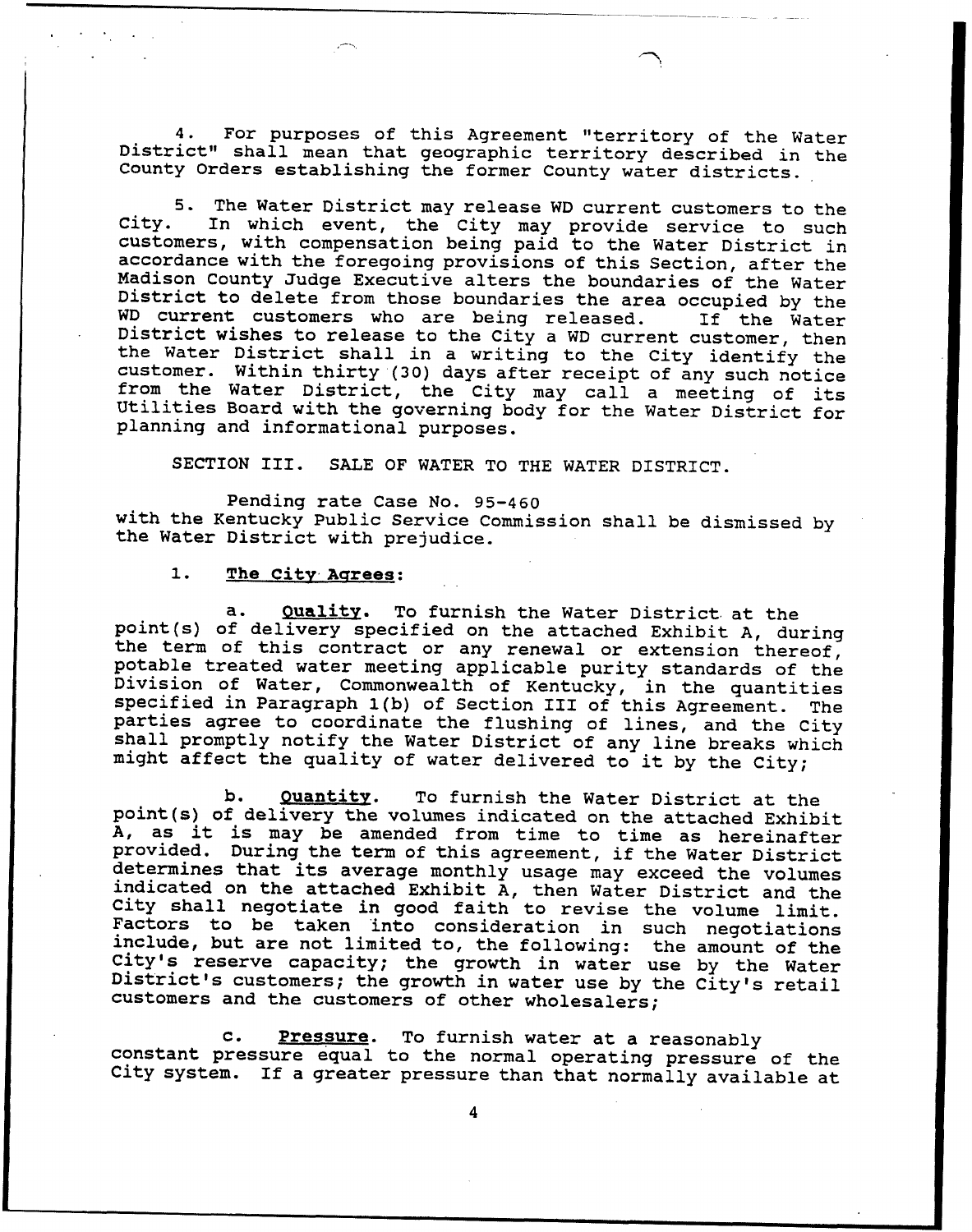4. For purposes of this Agreement "territory of the Water District" shall mean that geographic territory described in the County Orders establishing the former County water districts.

5. The Water District may release WD current customers to the City. In which event, the City may provide service to such customers, with compensation being paid to the Water District in accordance with the foregoing provisions of this Section, after the Madison County Judge Executive alters the boundaries of the Water District to delete from those boundaries the area occupied by the WD current customers who are being released. If the Water District wishes to release to the City a WD current customer, then the Water District shall in a writing to the City identify the customer. Within thirty (30) days after receipt of any such notice from the Water District, the City may call a meeting of its Utilities Board with the governing body for the Water District for planning and informational purposes.

SECTION III. SALE OF WATER TO THE WATER DISTRICT.

Pending rate Case No. 95-460 with the Kentucky Public Service Commission shall be dismissed by the Water District with prejudice.

1. **The City Agrees:**

a. **Quality.** To furnish the Water District at the point(s) of delivery specified on the attached Exhibit A, during the term of this contract or any renewal or extension thereof, potable treated water meeting applicable purity standards of the Division of Water, Commonwealth of Kentucky, in the quantities specified in Paragraph 1(b) of Section III of this Agreement. The parties agree to coordinate the flushing of lines, and the City shall promptly notify the Water District of any line breaks which might affect the quality of water delivered to it by the City;

b. **Quantity.** To furnish the Water District at the point(s) of delivery the volumes indicated on the attached Exhibit A, as it is may be amended from time to time as hereinafter provided. During the term of this agreement, if the Water District determines that its average monthly usage may exceed the volumes indicated on the attached Exhibit A, then Water District and the City shall negotiate in good faith to revise the volume limit. Factors to be taken into consideration in such negotiations include, but are not limited to, the following: the amount of the City's reserve capacity; the growth in water use by the Water District's customers; the growth in water use by the City's retail customers and the customers of other wholesalers;

c. **Pressure.** To furnish water at a reasonably constant pressure equal to the normal operating pressure of the City system. If a greater pressure than that normally available at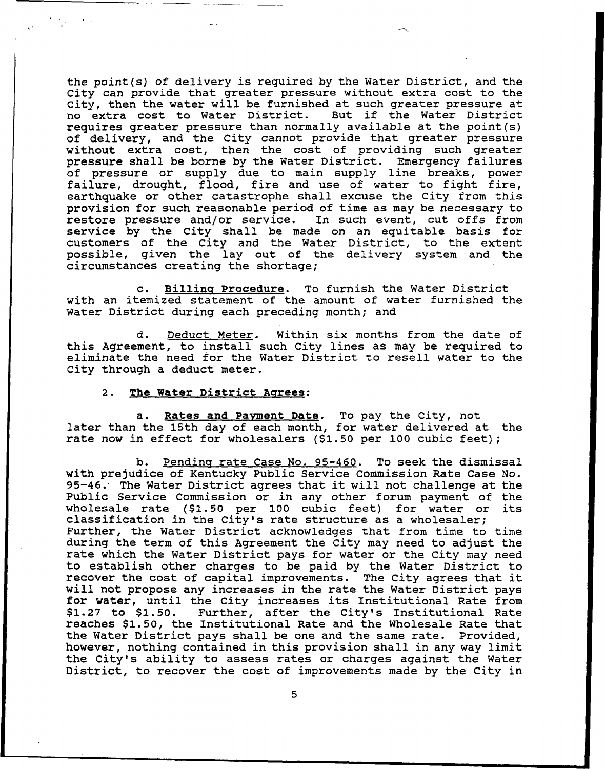the point(s) of delivery is required by the Water District, and the City can provide that greater pressure without extra cost to the City, then the water will be furnished at such greater pressure at no extra cost to Water District. But if the Water District requires greater pressure than normally available at the point(s) of delivery, and the City cannot provide that greater pressure without extra cost, then the cost of providing such greater pressure shall be borne by the Water District. Emergency failures of pressure or supply due to main supply line breaks, power failure, drought, flood, fire and use of water to fight fire, earthquake or other catastrophe shall excuse the City from this provision for such reasonable period of time as may be necessary to restore pressure and/or service. In such event, cut offs from service by the City shall be made on an equitable basis for customers of the City and the Water District, to the extent possible, given the lay out of the delivery system and the circumstances creating the shortage;

c. **Billing Procedure**. To furnish the Water District with an itemized statement of the amount of water furnished the Water District during each preceding month; and

d. Deduct Meter. Within six months from the date of this Agreement, to install such City lines as may be required to eliminate the need for the Water District to resell water to the City through a deduct meter.

2. **The Water District Agrees:**

a. **Rates and Payment Date**. To pay the City, not later than the 15th day of each month, for water delivered at the rate now in effect for wholesalers ($1.50 per 100 cubic feet);

b. Pending rate Case No. 95-460. To seek the dismissal with prejudice of Kentucky Public Service Commission Rate Case No. 95-46. The Water District agrees that it will not challenge at the Public Service Commission or in any other forum payment of the wholesale rate ($1.50 per 100 cubic feet) for water or its classification in the City's rate structure as a wholesaler; Further, the Water District acknowledges that from time to time during the term of this Agreement the City may need to adjust the rate which the Water District pays for water or the City may need to establish other charges to be paid by the Water District to recover the cost of capital improvements. The City agrees that it will not propose any increases in the rate the Water District pays for water, until the City increases its Institutional Rate from $1.27 to $1.50. Further, after the City's Institutional Rate reaches $1.50, the Institutional Rate and the Wholesale Rate that the Water District pays shall be one and the same rate. Provided, however, nothing contained in this provision shall in any way limit the City's ability to assess rates or charges against the Water District, to recover the cost of improvements made by the City in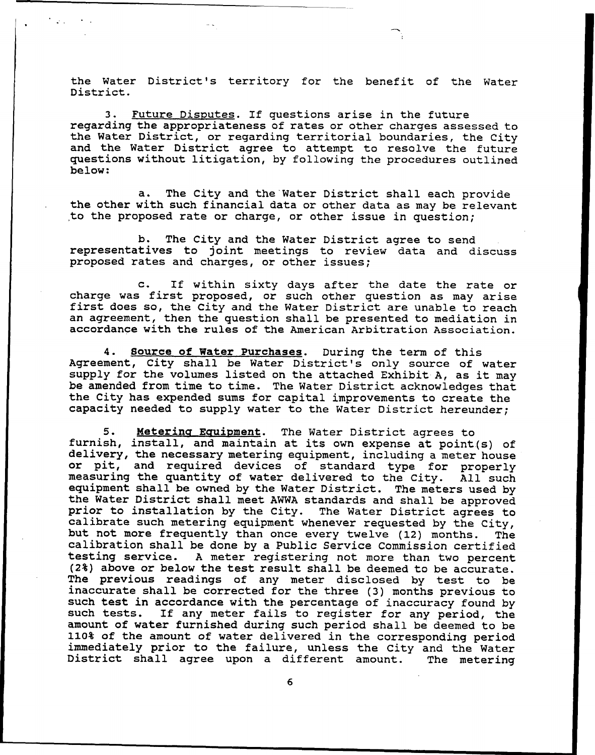the Water District's territory for the benefit of the Water District.

3. Future Disputes. If questions arise in the future regarding the appropriateness of rates or other charges assessed to the Water District, or regarding territorial boundaries, the City and the Water District agree to attempt to resolve the future questions without litigation, by following the procedures outlined below:

a. The City and the Water District shall each provide the other with such financial data or other data as may be relevant to the proposed rate or charge, or other issue in question;

b. The City and the Water District agree to send representatives to joint meetings to review data and discuss proposed rates and charges, or other issues;

c. If within sixty days after the date the rate or charge was first proposed, or such other question as may arise first does so, the City and the Water District are unable to reach an agreement, then the question shall be presented to mediation in accordance with the rules of the American Arbitration Association.

4. **Source of Water Purchases**. During the term of this Agreement, City shall be Water District's only source of water supply for the volumes listed on the attached Exhibit A, as it may be amended from time to time. The Water District acknowledges that the City has expended sums for capital improvements to create the capacity needed to supply water to the Water District hereunder;

5. **Metering Equipment**. The Water District agrees to furnish, install, and maintain at its own expense at point(s) of delivery, the necessary metering equipment, including a meter house or pit, and required devices of standard type for properly measuring the quantity of water delivered to the City. All such equipment shall be owned by the Water District. The meters used by the Water District shall meet AWWA standards and shall be approved prior to installation by the City. The Water District agrees to calibrate such metering equipment whenever requested by the City, but not more frequently than once every twelve (12) months. The calibration shall be done by a Public Service Commission certified testing service. A meter registering not more than two percent (2%) above or below the test result shall be deemed to be accurate. The previous readings of any meter disclosed by test to be inaccurate shall be corrected for the three (3) months previous to such test in accordance with the percentage of inaccuracy found by such tests. If any meter fails to register for any period, the amount of water furnished during such period shall be deemed to be 110% of the amount of water delivered in the corresponding period immediately prior to the failure, unless the City and the Water District shall agree upon a different amount. The metering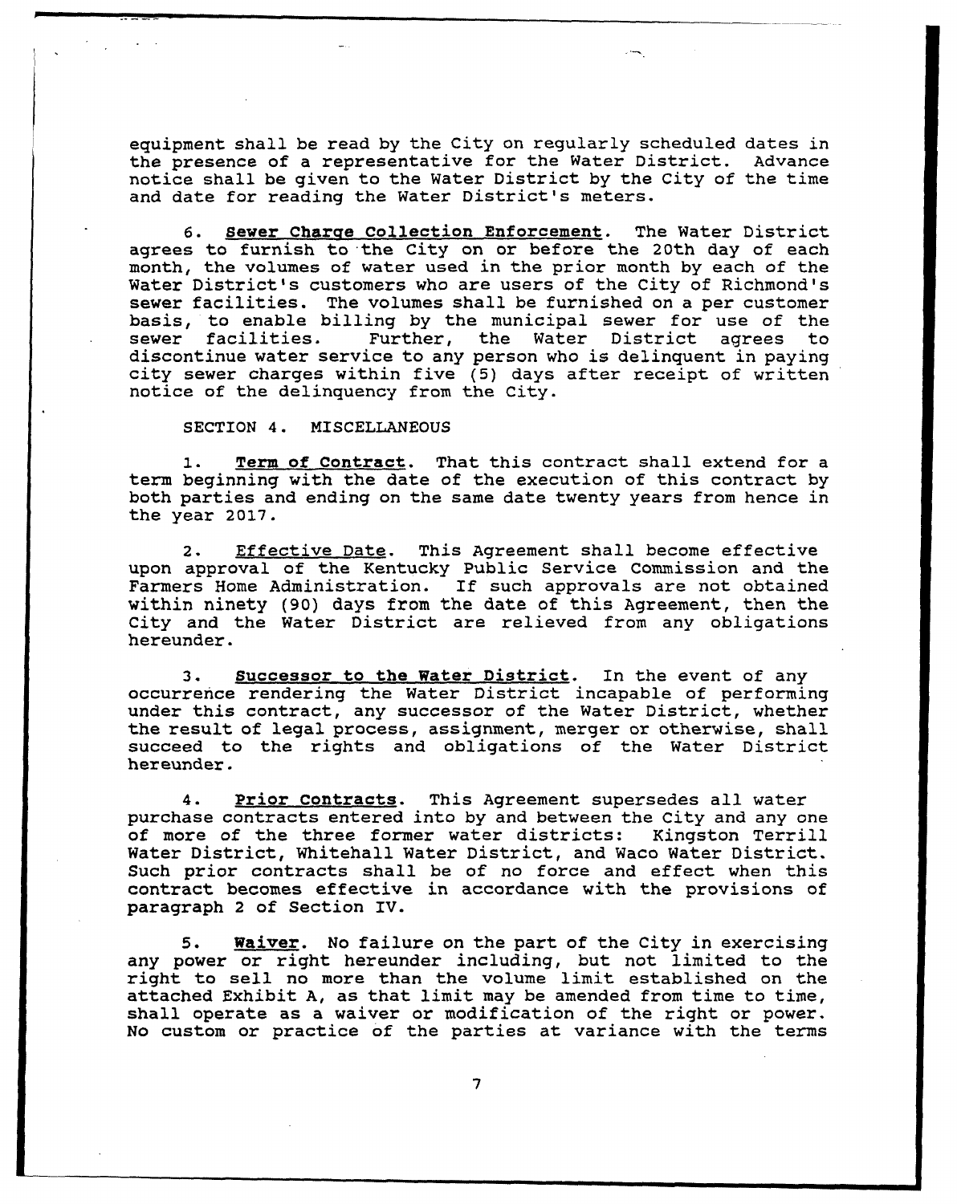equipment shall be read by the City on regularly scheduled dates in the presence of a representative for the Water District. Advance notice shall be given to the Water District by the City of the time and date for reading the Water District's meters.

6. **Sewer Charge Collection Enforcement**. The Water District agrees to furnish to the City on or before the 20th day of each month, the volumes of water used in the prior month by each of the Water District's customers who are users of the City of Richmond's sewer facilities. The volumes shall be furnished on a per customer basis, to enable billing by the municipal sewer for use of the sewer facilities. Further, the Water District agrees to discontinue water service to any person who is delinquent in paying city sewer charges within five (5) days after receipt of written notice of the delinquency from the City.

SECTION 4. MISCELLANEOUS

1. **Term of Contract**. That this contract shall extend for a term beginning with the date of the execution of this contract by both parties and ending on the same date twenty years from hence in the year 2017.

2. **Effective Date**. This Agreement shall become effective upon approval of the Kentucky Public Service Commission and the Farmers Home Administration. If such approvals are not obtained within ninety (90) days from the date of this Agreement, then the City and the Water District are relieved from any obligations hereunder.

3. **Successor to the Water District**. In the event of any occurrence rendering the Water District incapable of performing under this contract, any successor of the Water District, whether the result of legal process, assignment, merger or otherwise, shall succeed to the rights and obligations of the Water District hereunder.

4. **Prior Contracts**. This Agreement supersedes all water purchase contracts entered into by and between the City and any one of more of the three former water districts: Kingston Terrill Water District, Whitehall Water District, and Waco Water District. Such prior contracts shall be of no force and effect when this contract becomes effective in accordance with the provisions of paragraph 2 of Section IV.

5. **Waiver**. No failure on the part of the City in exercising any power or right hereunder including, but not limited to the right to sell no more than the volume limit established on the attached Exhibit A, as that limit may be amended from time to time, shall operate as a waiver or modification of the right or power. No custom or practice of the parties at variance with the terms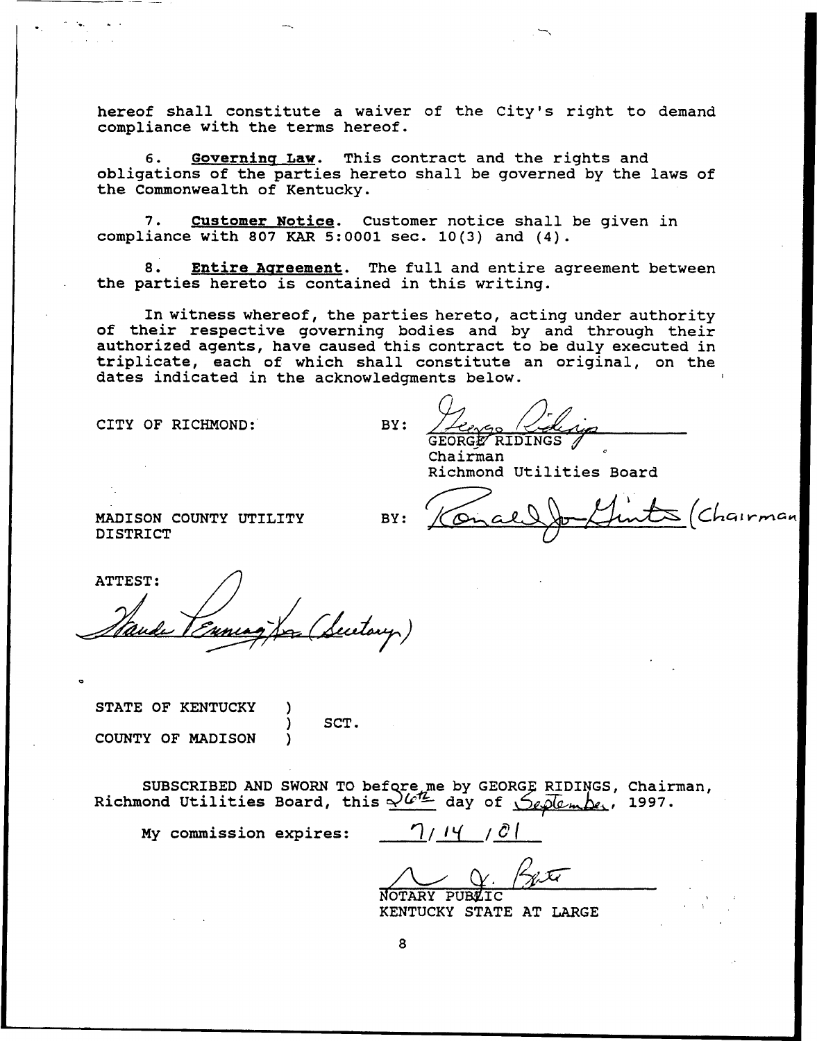hereof shall constitute a waiver of the City's right to demand compliance with the terms hereof.

6. **Governing Law**. This contract and the rights and obligations of the parties hereto shall be governed by the laws of the Commonwealth of Kentucky.

7. **Customer Notice**. Customer notice shall be given in compliance with 807 KAR 5:0001 sec. 10(3) and (4).

8. **Entire Agreement**. The full and entire agreement between the parties hereto is contained in this writing.

In witness whereof, the parties hereto, acting under authority of their respective governing bodies and by and through their authorized agents, have caused this contract to be duly executed in triplicate, each of which shall constitute an original, on the dates indicated in the acknowledgments below.

CITY OF RICHMOND: BY: George Ridings
GEORGE RIDINGS
Chairman
Richmond Utilities Board

MADISON COUNTY UTILITY DISTRICT BY: Ronald J. Ginter (Chairman)

ATTEST:

Wanda Penning... (Secretary)

STATE OF KENTUCKY )
) SCT.
COUNTY OF MADISON )

SUBSCRIBED AND SWORN TO before me by GEORGE RIDINGS, Chairman, Richmond Utilities Board, this 26th day of September, 1997.

My commission expires: 7/14/01

NOTARY PUBLIC
KENTUCKY STATE AT LARGE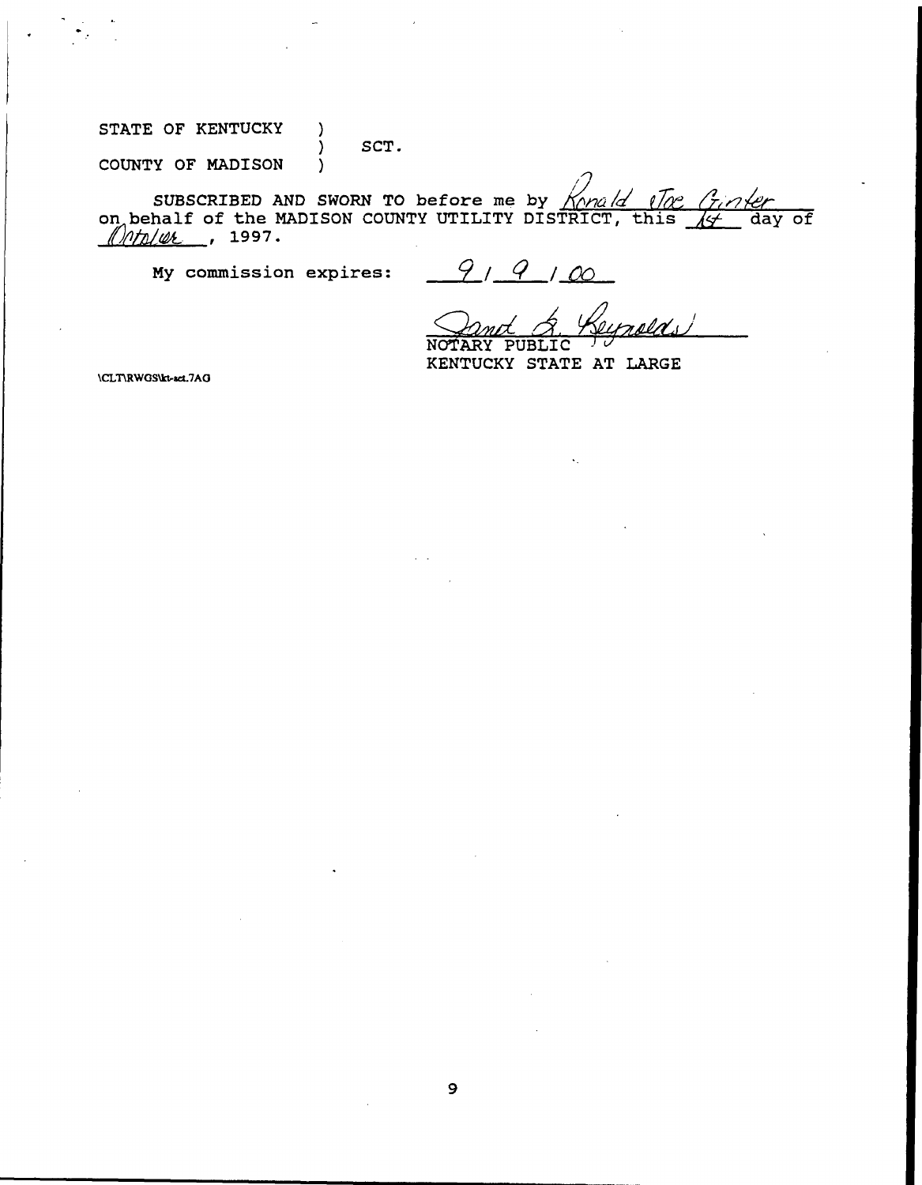STATE OF KENTUCKY )
) SCT.
COUNTY OF MADISON )

SUBSCRIBED AND SWORN TO before me by Ronald Joe Ginter on behalf of the MADISON COUNTY UTILITY DISTRICT, this 1st day of October, 1997.

My commission expires: 9 / 9 / 00

Sandra L. Reynolds
NOTARY PUBLIC
KENTUCKY STATE AT LARGE

\CLT\RWGS\kt-act.7AG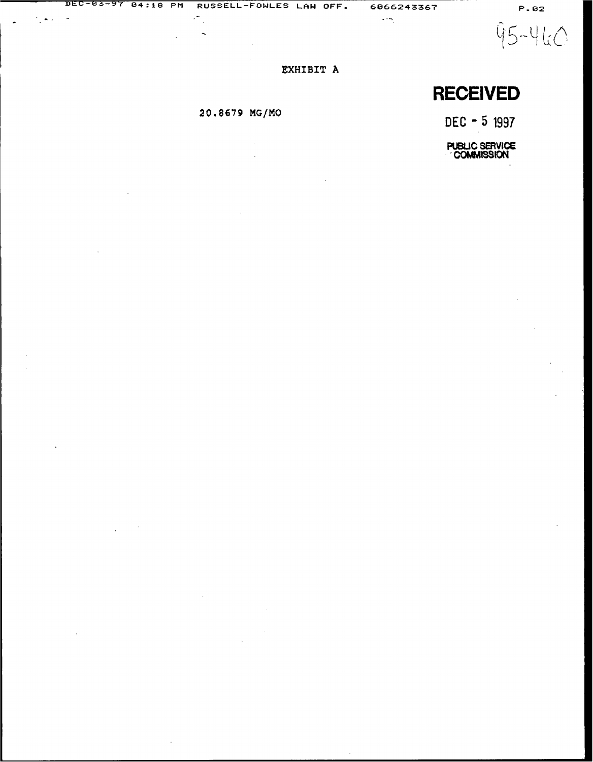95-460

EXHIBIT A

**RECEIVED**

DEC - 5 1997

PUBLIC SERVICE COMMISSION

20.8679 MG/MO